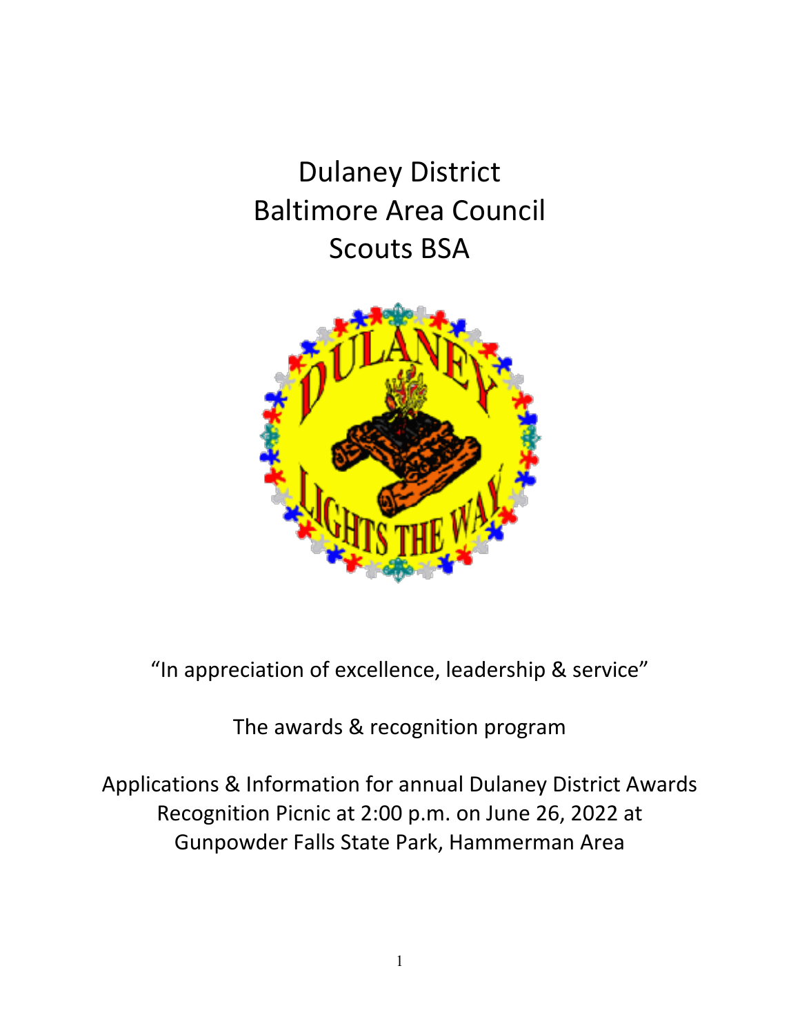# Dulaney District
# Baltimore Area Council
# Scouts BSA

"In appreciation of excellence, leadership & service"

The awards & recognition program

Applications & Information for annual Dulaney District Awards Recognition Picnic at 2:00 p.m. on June 26, 2022 at Gunpowder Falls State Park, Hammerman Area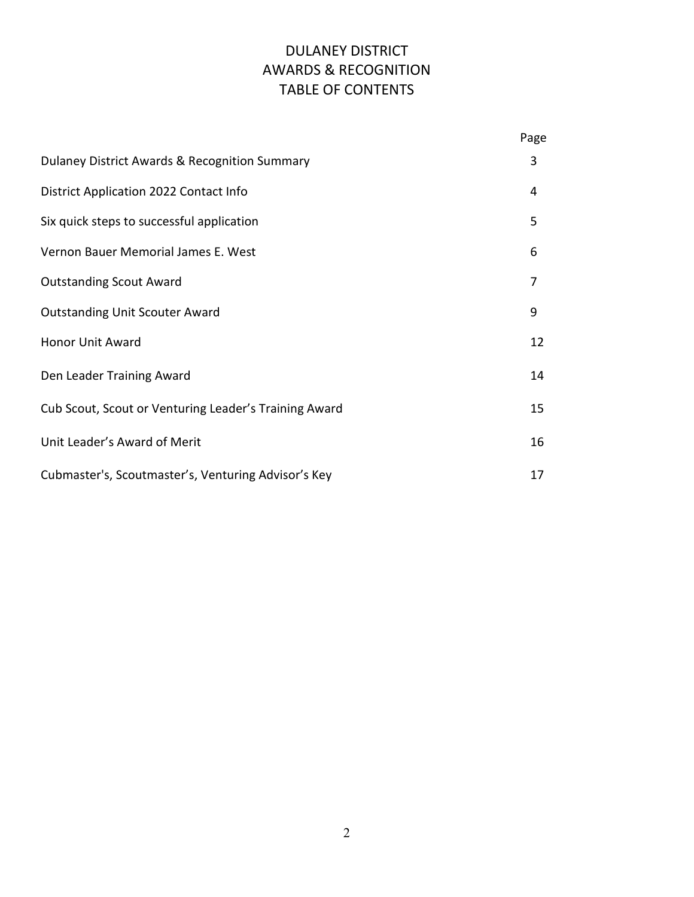# DULANEY DISTRICT
# AWARDS & RECOGNITION
# TABLE OF CONTENTS

| | Page |
|---|---|
| Dulaney District Awards & Recognition Summary | 3 |
| District Application 2022 Contact Info | 4 |
| Six quick steps to successful application | 5 |
| Vernon Bauer Memorial James E. West | 6 |
| Outstanding Scout Award | 7 |
| Outstanding Unit Scouter Award | 9 |
| Honor Unit Award | 12 |
| Den Leader Training Award | 14 |
| Cub Scout, Scout or Venturing Leader's Training Award | 15 |
| Unit Leader's Award of Merit | 16 |
| Cubmaster's, Scoutmaster's, Venturing Advisor's Key | 17 |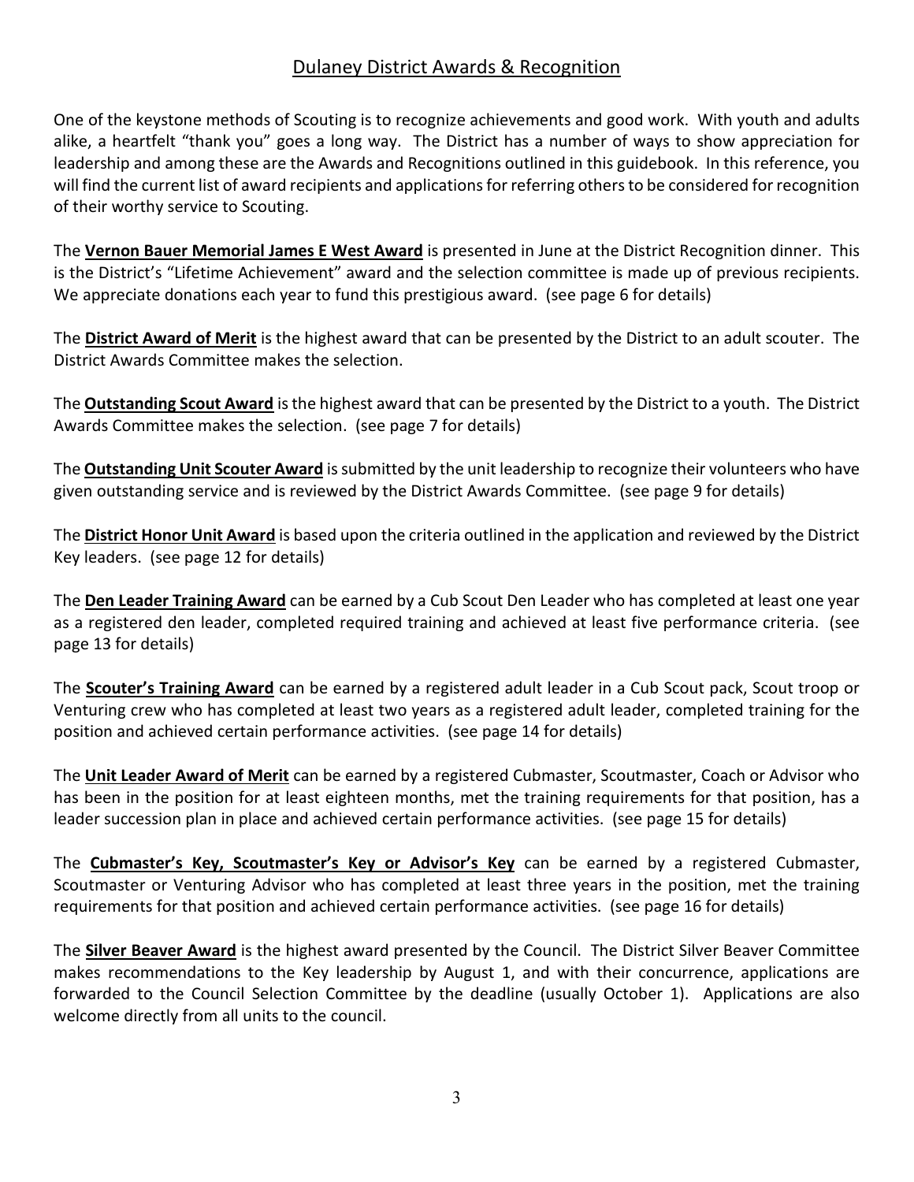# Dulaney District Awards & Recognition

One of the keystone methods of Scouting is to recognize achievements and good work. With youth and adults alike, a heartfelt "thank you" goes a long way. The District has a number of ways to show appreciation for leadership and among these are the Awards and Recognitions outlined in this guidebook. In this reference, you will find the current list of award recipients and applications for referring others to be considered for recognition of their worthy service to Scouting.

The **Vernon Bauer Memorial James E West Award** is presented in June at the District Recognition dinner. This is the District's "Lifetime Achievement" award and the selection committee is made up of previous recipients. We appreciate donations each year to fund this prestigious award. (see page 6 for details)

The **District Award of Merit** is the highest award that can be presented by the District to an adult scouter. The District Awards Committee makes the selection.

The **Outstanding Scout Award** is the highest award that can be presented by the District to a youth. The District Awards Committee makes the selection. (see page 7 for details)

The **Outstanding Unit Scouter Award** is submitted by the unit leadership to recognize their volunteers who have given outstanding service and is reviewed by the District Awards Committee. (see page 9 for details)

The **District Honor Unit Award** is based upon the criteria outlined in the application and reviewed by the District Key leaders. (see page 12 for details)

The **Den Leader Training Award** can be earned by a Cub Scout Den Leader who has completed at least one year as a registered den leader, completed required training and achieved at least five performance criteria. (see page 13 for details)

The **Scouter's Training Award** can be earned by a registered adult leader in a Cub Scout pack, Scout troop or Venturing crew who has completed at least two years as a registered adult leader, completed training for the position and achieved certain performance activities. (see page 14 for details)

The **Unit Leader Award of Merit** can be earned by a registered Cubmaster, Scoutmaster, Coach or Advisor who has been in the position for at least eighteen months, met the training requirements for that position, has a leader succession plan in place and achieved certain performance activities. (see page 15 for details)

The **Cubmaster's Key, Scoutmaster's Key or Advisor's Key** can be earned by a registered Cubmaster, Scoutmaster or Venturing Advisor who has completed at least three years in the position, met the training requirements for that position and achieved certain performance activities. (see page 16 for details)

The **Silver Beaver Award** is the highest award presented by the Council. The District Silver Beaver Committee makes recommendations to the Key leadership by August 1, and with their concurrence, applications are forwarded to the Council Selection Committee by the deadline (usually October 1). Applications are also welcome directly from all units to the council.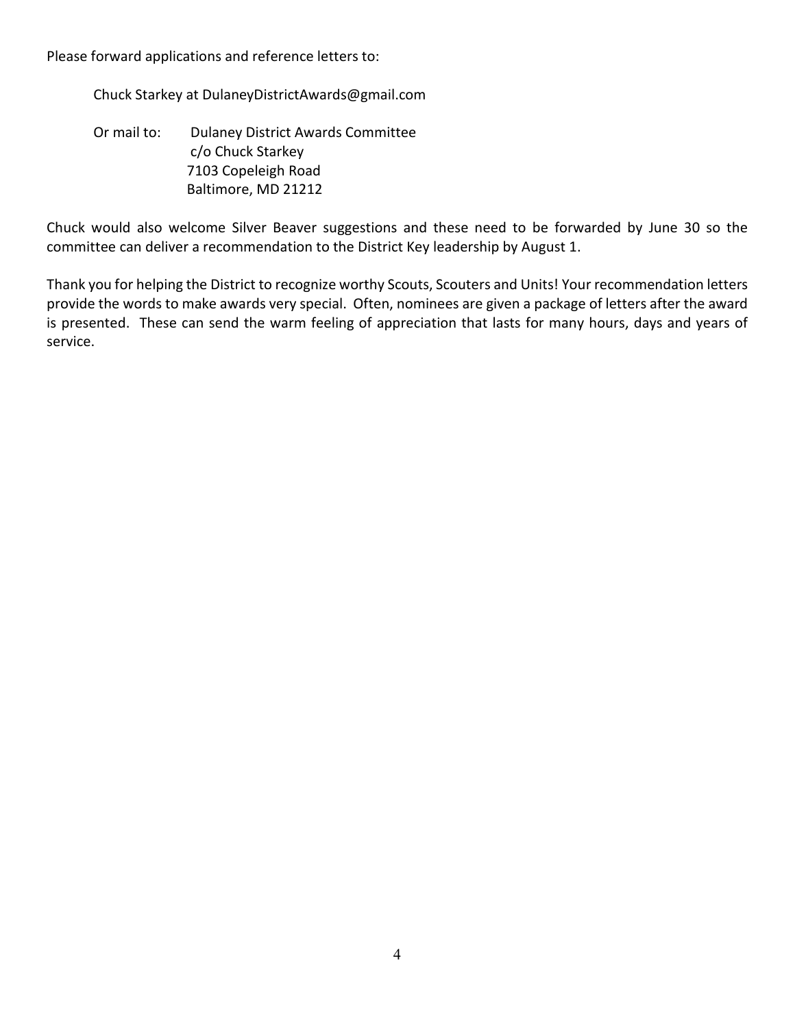Please forward applications and reference letters to:

Chuck Starkey at DulaneyDistrictAwards@gmail.com

Or mail to:
Dulaney District Awards Committee
c/o Chuck Starkey
7103 Copeleigh Road
Baltimore, MD 21212

Chuck would also welcome Silver Beaver suggestions and these need to be forwarded by June 30 so the committee can deliver a recommendation to the District Key leadership by August 1.

Thank you for helping the District to recognize worthy Scouts, Scouters and Units! Your recommendation letters provide the words to make awards very special. Often, nominees are given a package of letters after the award is presented. These can send the warm feeling of appreciation that lasts for many hours, days and years of service.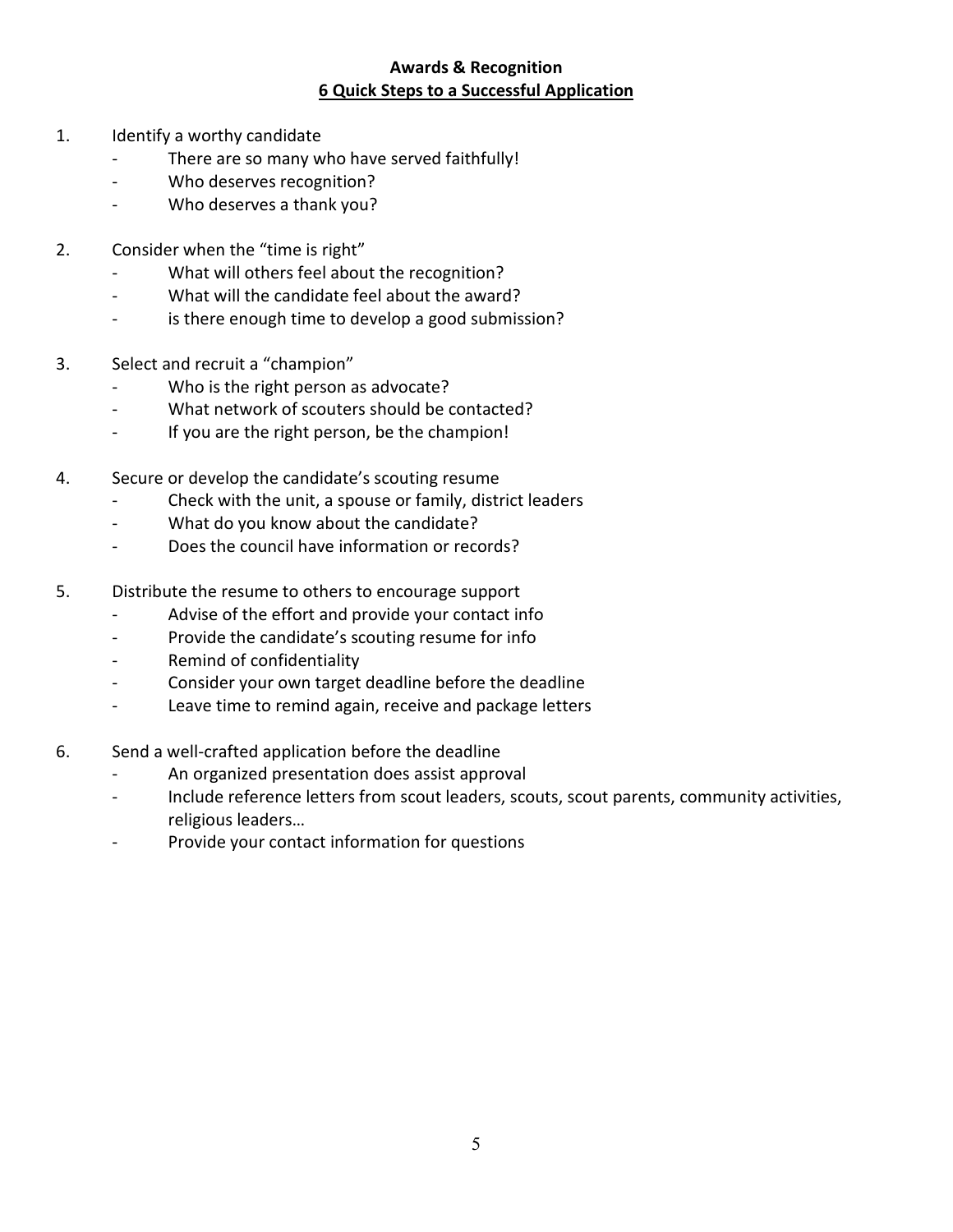## Awards & Recognition

## 6 Quick Steps to a Successful Application

1. Identify a worthy candidate
   - There are so many who have served faithfully!
   - Who deserves recognition?
   - Who deserves a thank you?

2. Consider when the "time is right"
   - What will others feel about the recognition?
   - What will the candidate feel about the award?
   - is there enough time to develop a good submission?

3. Select and recruit a "champion"
   - Who is the right person as advocate?
   - What network of scouters should be contacted?
   - If you are the right person, be the champion!

4. Secure or develop the candidate's scouting resume
   - Check with the unit, a spouse or family, district leaders
   - What do you know about the candidate?
   - Does the council have information or records?

5. Distribute the resume to others to encourage support
   - Advise of the effort and provide your contact info
   - Provide the candidate's scouting resume for info
   - Remind of confidentiality
   - Consider your own target deadline before the deadline
   - Leave time to remind again, receive and package letters

6. Send a well-crafted application before the deadline
   - An organized presentation does assist approval
   - Include reference letters from scout leaders, scouts, scout parents, community activities, religious leaders…
   - Provide your contact information for questions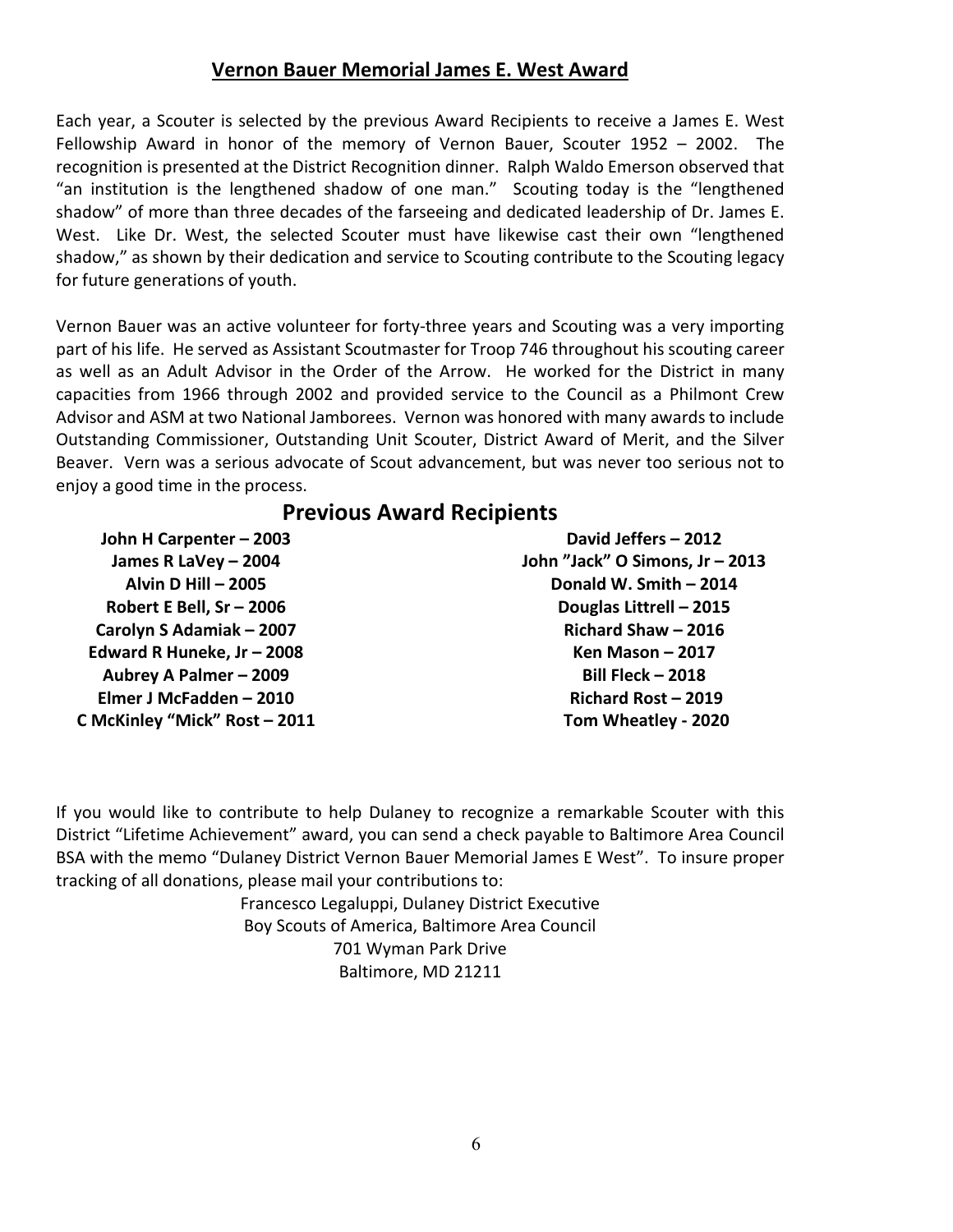## Vernon Bauer Memorial James E. West Award

Each year, a Scouter is selected by the previous Award Recipients to receive a James E. West Fellowship Award in honor of the memory of Vernon Bauer, Scouter 1952 – 2002. The recognition is presented at the District Recognition dinner. Ralph Waldo Emerson observed that "an institution is the lengthened shadow of one man." Scouting today is the "lengthened shadow" of more than three decades of the farseeing and dedicated leadership of Dr. James E. West. Like Dr. West, the selected Scouter must have likewise cast their own "lengthened shadow," as shown by their dedication and service to Scouting contribute to the Scouting legacy for future generations of youth.

Vernon Bauer was an active volunteer for forty-three years and Scouting was a very importing part of his life. He served as Assistant Scoutmaster for Troop 746 throughout his scouting career as well as an Adult Advisor in the Order of the Arrow. He worked for the District in many capacities from 1966 through 2002 and provided service to the Council as a Philmont Crew Advisor and ASM at two National Jamborees. Vernon was honored with many awards to include Outstanding Commissioner, Outstanding Unit Scouter, District Award of Merit, and the Silver Beaver. Vern was a serious advocate of Scout advancement, but was never too serious not to enjoy a good time in the process.

## Previous Award Recipients

**John H Carpenter – 2003**
**James R LaVey – 2004**
**Alvin D Hill – 2005**
**Robert E Bell, Sr – 2006**
**Carolyn S Adamiak – 2007**
**Edward R Huneke, Jr – 2008**
**Aubrey A Palmer – 2009**
**Elmer J McFadden – 2010**
**C McKinley "Mick" Rost – 2011**
**David Jeffers – 2012**
**John "Jack" O Simons, Jr – 2013**
**Donald W. Smith – 2014**
**Douglas Littrell – 2015**
**Richard Shaw – 2016**
**Ken Mason – 2017**
**Bill Fleck – 2018**
**Richard Rost – 2019**
**Tom Wheatley - 2020**

If you would like to contribute to help Dulaney to recognize a remarkable Scouter with this District "Lifetime Achievement" award, you can send a check payable to Baltimore Area Council BSA with the memo "Dulaney District Vernon Bauer Memorial James E West". To insure proper tracking of all donations, please mail your contributions to:

Francesco Legaluppi, Dulaney District Executive
Boy Scouts of America, Baltimore Area Council
701 Wyman Park Drive
Baltimore, MD 21211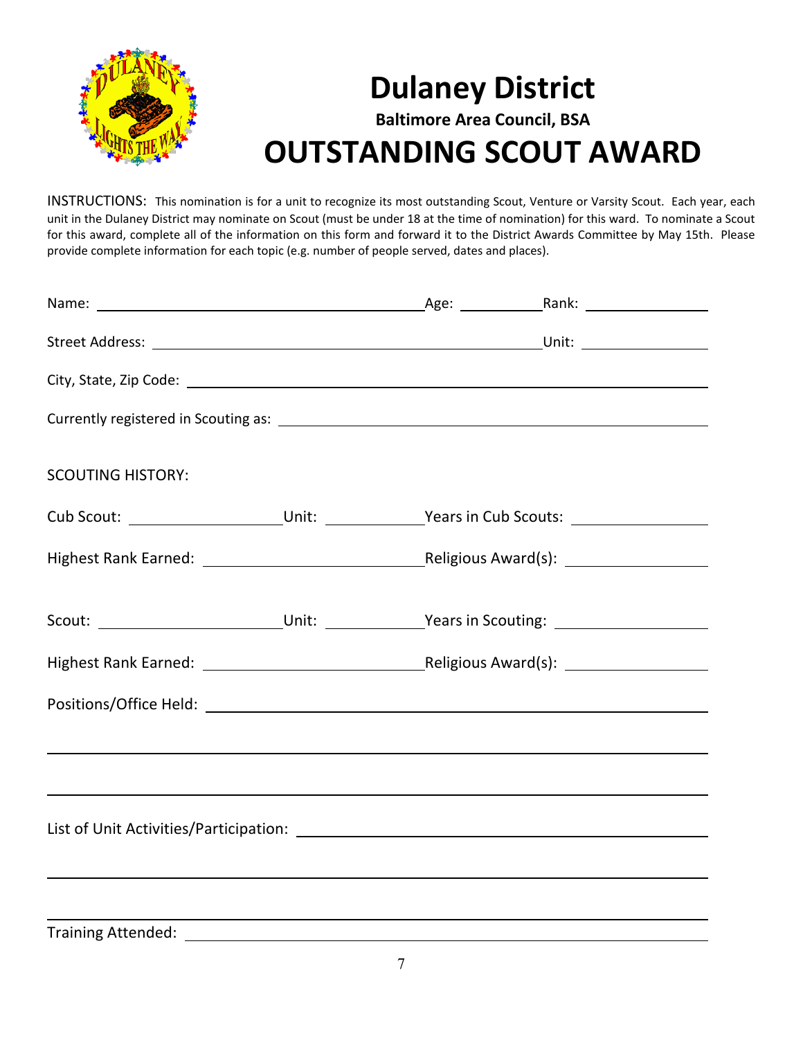# Dulaney District

**Baltimore Area Council, BSA**

# OUTSTANDING SCOUT AWARD

INSTRUCTIONS: This nomination is for a unit to recognize its most outstanding Scout, Venture or Varsity Scout. Each year, each unit in the Dulaney District may nominate on Scout (must be under 18 at the time of nomination) for this ward. To nominate a Scout for this award, complete all of the information on this form and forward it to the District Awards Committee by May 15th. Please provide complete information for each topic (e.g. number of people served, dates and places).

Name: ______________________________ Age: __________ Rank: ______________

Street Address: ______________________________________ Unit: ______________

City, State, Zip Code: ______________________________________________

Currently registered in Scouting as: ______________________________________

SCOUTING HISTORY:

Cub Scout: ________________ Unit: __________ Years in Cub Scouts: ______________

Highest Rank Earned: ______________________ Religious Award(s): ______________

Scout: __________________ Unit: __________ Years in Scouting: ______________

Highest Rank Earned: ______________________ Religious Award(s): ______________

Positions/Office Held: ______________________________________________

______________________________________________________________

______________________________________________________________

List of Unit Activities/Participation: ______________________________________

______________________________________________________________

______________________________________________________________

Training Attended: ______________________________________________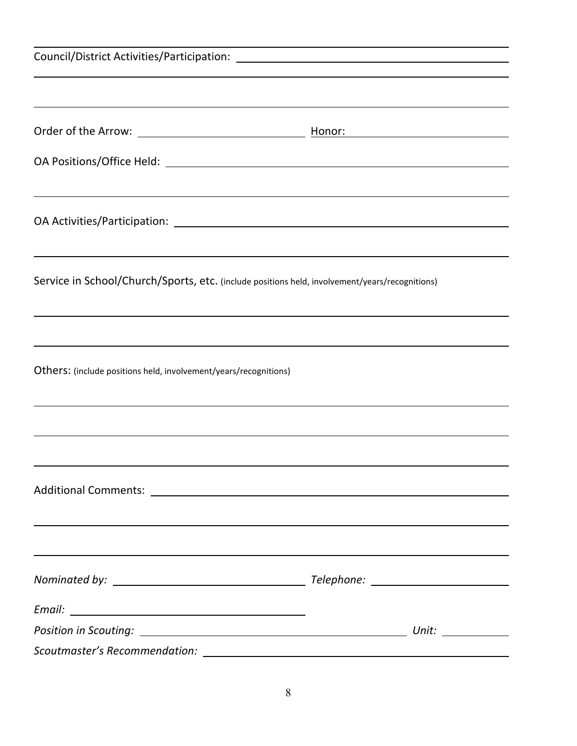Council/District Activities/Participation: ______________________________

______________________________

______________________________

Order of the Arrow: ______________________ Honor: ______________________

OA Positions/Office Held: ______________________________

______________________________

OA Activities/Participation: ______________________________

______________________________

Service in School/Church/Sports, etc. (include positions held, involvement/years/recognitions)

______________________________

______________________________

Others: (include positions held, involvement/years/recognitions)

______________________________

______________________________

______________________________

Additional Comments: ______________________________

______________________________

______________________________

*Nominated by:* ______________________ *Telephone:* ______________________

*Email:* ______________________

*Position in Scouting:* ______________________ *Unit:* __________

*Scoutmaster's Recommendation:* ______________________________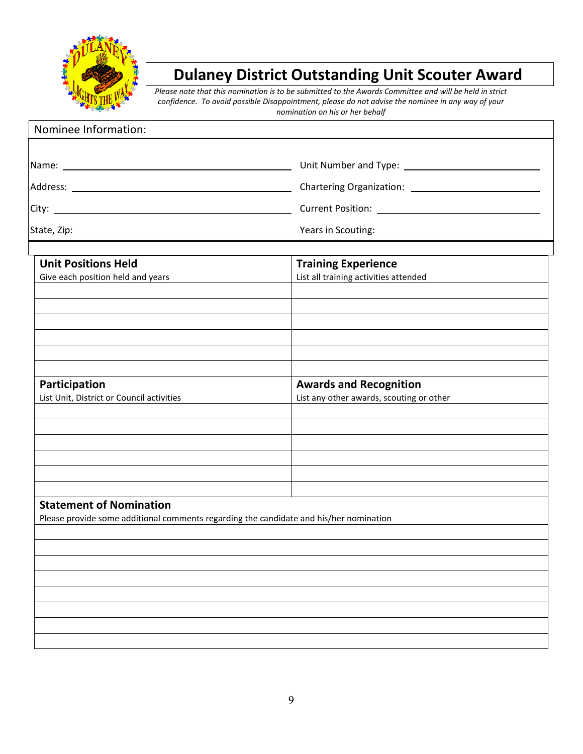# Dulaney District Outstanding Unit Scouter Award

*Please note that this nomination is to be submitted to the Awards Committee and will be held in strict confidence. To avoid possible Disappointment, please do not advise the nominee in any way of your nomination on his or her behalf*

## Nominee Information:

| | |
|---|---|
| Name: ______________________ | Unit Number and Type: ______________________ |
| Address: ______________________ | Chartering Organization: ______________________ |
| City: ______________________ | Current Position: ______________________ |
| State, Zip: ______________________ | Years in Scouting: ______________________ |

| **Unit Positions Held**<br>Give each position held and years | **Training Experience**<br>List all training activities attended |
|---|---|
| | |
| | |
| | |
| | |
| | |
| | |

| **Participation**<br>List Unit, District or Council activities | **Awards and Recognition**<br>List any other awards, scouting or other |
|---|---|
| | |
| | |
| | |
| | |
| | |
| | |

| **Statement of Nomination**<br>Please provide some additional comments regarding the candidate and his/her nomination |
|---|
| |
| |
| |
| |
| |
| |
| |
| |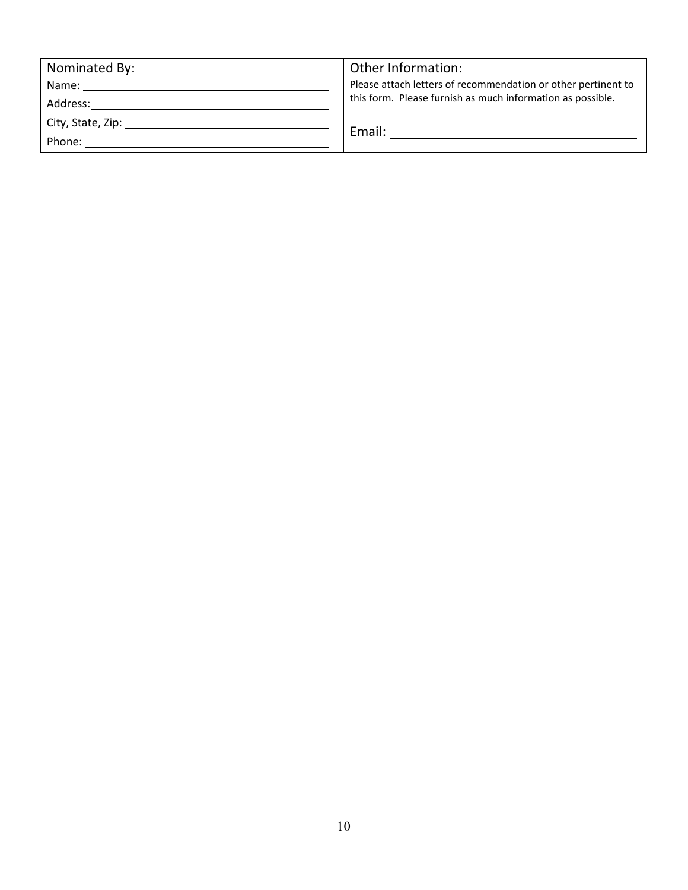| Nominated By: | Other Information: |
| --- | --- |
| Name: ______________________________ | Please attach letters of recommendation or other pertinent to this form. Please furnish as much information as possible. |
| Address: ______________________________ | |
| City, State, Zip: ______________________________ | Email: ______________________________ |
| Phone: ______________________________ | |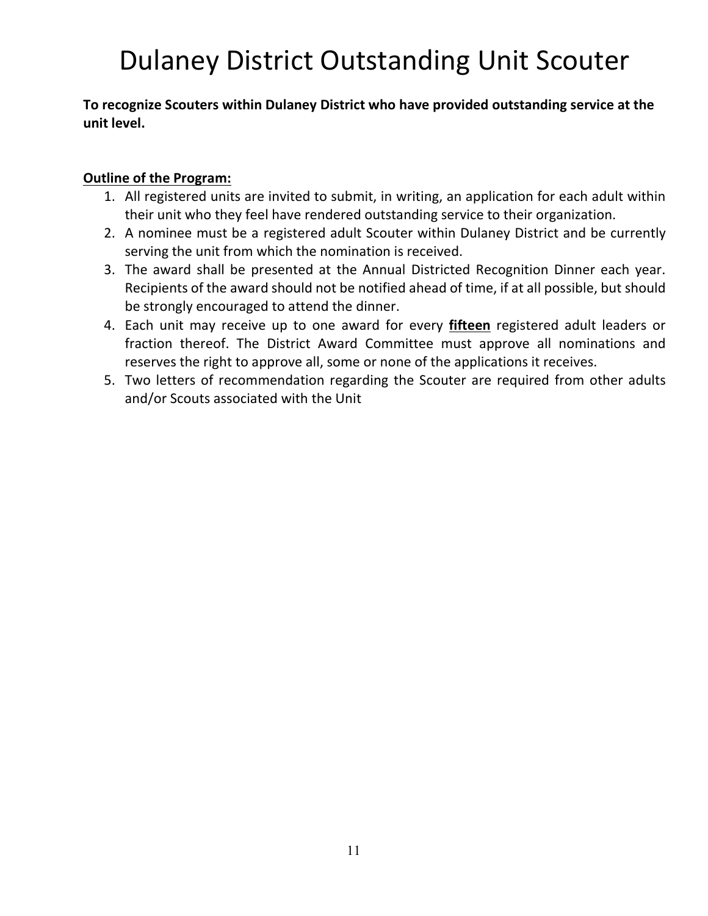# Dulaney District Outstanding Unit Scouter

**To recognize Scouters within Dulaney District who have provided outstanding service at the unit level.**

**Outline of the Program:**

1. All registered units are invited to submit, in writing, an application for each adult within their unit who they feel have rendered outstanding service to their organization.
2. A nominee must be a registered adult Scouter within Dulaney District and be currently serving the unit from which the nomination is received.
3. The award shall be presented at the Annual Districted Recognition Dinner each year. Recipients of the award should not be notified ahead of time, if at all possible, but should be strongly encouraged to attend the dinner.
4. Each unit may receive up to one award for every **fifteen** registered adult leaders or fraction thereof. The District Award Committee must approve all nominations and reserves the right to approve all, some or none of the applications it receives.
5. Two letters of recommendation regarding the Scouter are required from other adults and/or Scouts associated with the Unit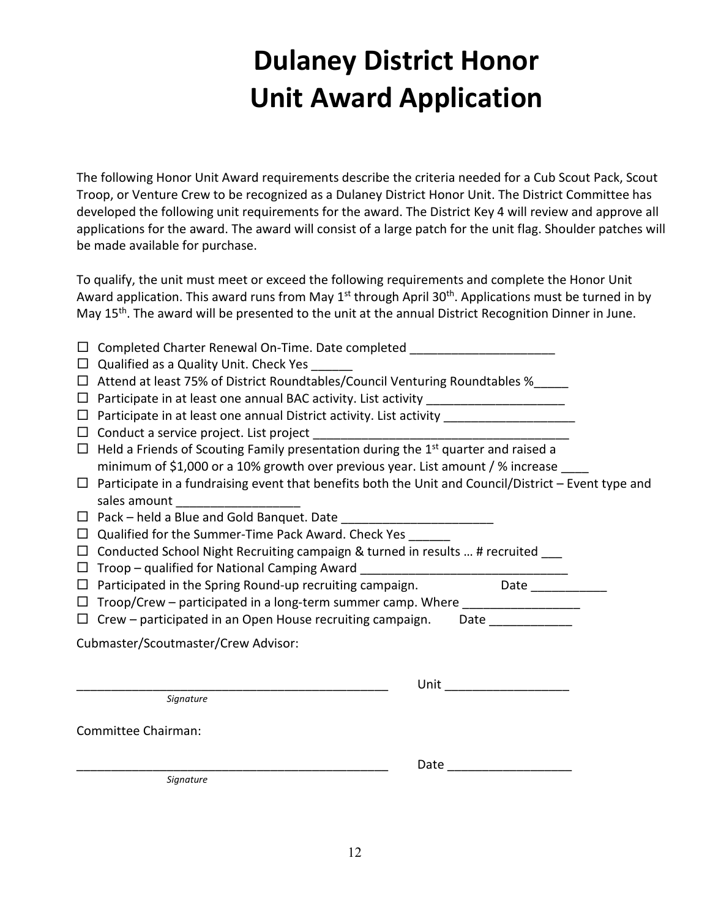# Dulaney District Honor Unit Award Application

The following Honor Unit Award requirements describe the criteria needed for a Cub Scout Pack, Scout Troop, or Venture Crew to be recognized as a Dulaney District Honor Unit. The District Committee has developed the following unit requirements for the award. The District Key 4 will review and approve all applications for the award. The award will consist of a large patch for the unit flag. Shoulder patches will be made available for purchase.

To qualify, the unit must meet or exceed the following requirements and complete the Honor Unit Award application. This award runs from May 1st through April 30th. Applications must be turned in by May 15th. The award will be presented to the unit at the annual District Recognition Dinner in June.

- ☐ Completed Charter Renewal On-Time. Date completed _____________________
- ☐ Qualified as a Quality Unit. Check Yes ______
- ☐ Attend at least 75% of District Roundtables/Council Venturing Roundtables %_____
- ☐ Participate in at least one annual BAC activity. List activity ____________________
- ☐ Participate in at least one annual District activity. List activity ___________________
- ☐ Conduct a service project. List project ______________________________________
- ☐ Held a Friends of Scouting Family presentation during the 1st quarter and raised a minimum of $1,000 or a 10% growth over previous year. List amount / % increase ____
- ☐ Participate in a fundraising event that benefits both the Unit and Council/District – Event type and sales amount _________________
- ☐ Pack – held a Blue and Gold Banquet. Date ______________________
- ☐ Qualified for the Summer-Time Pack Award. Check Yes ______
- ☐ Conducted School Night Recruiting campaign & turned in results … # recruited ___
- ☐ Troop – qualified for National Camping Award ______________________________
- ☐ Participated in the Spring Round-up recruiting campaign. Date ___________
- ☐ Troop/Crew – participated in a long-term summer camp. Where _________________
- ☐ Crew – participated in an Open House recruiting campaign. Date ____________

Cubmaster/Scoutmaster/Crew Advisor:

_____________________________________________ Unit __________________

*Signature*

Committee Chairman:

_____________________________________________ Date __________________

*Signature*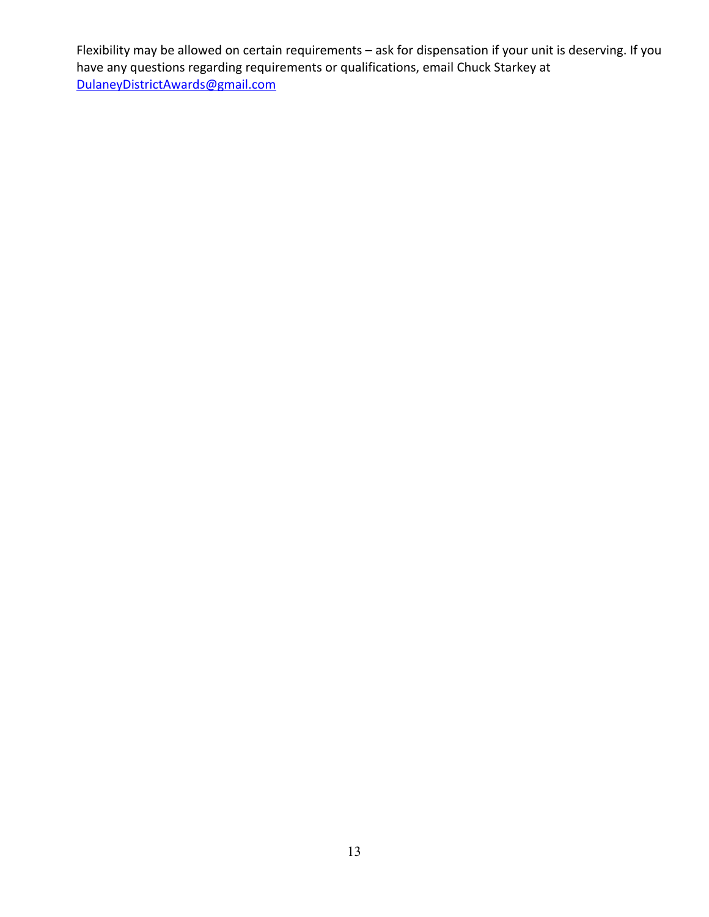Flexibility may be allowed on certain requirements – ask for dispensation if your unit is deserving. If you have any questions regarding requirements or qualifications, email Chuck Starkey at DulaneyDistrictAwards@gmail.com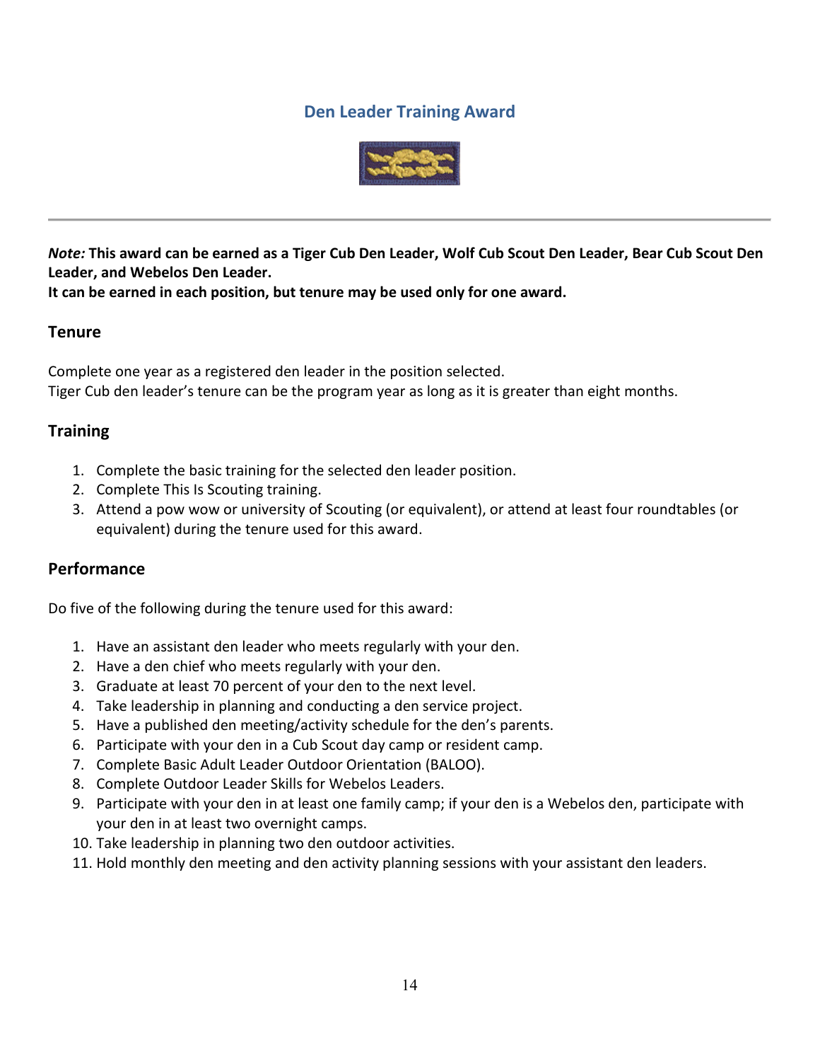# Den Leader Training Award

---

***Note:* This award can be earned as a Tiger Cub Den Leader, Wolf Cub Scout Den Leader, Bear Cub Scout Den Leader, and Webelos Den Leader.**
**It can be earned in each position, but tenure may be used only for one award.**

## Tenure

Complete one year as a registered den leader in the position selected.
Tiger Cub den leader's tenure can be the program year as long as it is greater than eight months.

## Training

1. Complete the basic training for the selected den leader position.
2. Complete This Is Scouting training.
3. Attend a pow wow or university of Scouting (or equivalent), or attend at least four roundtables (or equivalent) during the tenure used for this award.

## Performance

Do five of the following during the tenure used for this award:

1. Have an assistant den leader who meets regularly with your den.
2. Have a den chief who meets regularly with your den.
3. Graduate at least 70 percent of your den to the next level.
4. Take leadership in planning and conducting a den service project.
5. Have a published den meeting/activity schedule for the den's parents.
6. Participate with your den in a Cub Scout day camp or resident camp.
7. Complete Basic Adult Leader Outdoor Orientation (BALOO).
8. Complete Outdoor Leader Skills for Webelos Leaders.
9. Participate with your den in at least one family camp; if your den is a Webelos den, participate with your den in at least two overnight camps.
10. Take leadership in planning two den outdoor activities.
11. Hold monthly den meeting and den activity planning sessions with your assistant den leaders.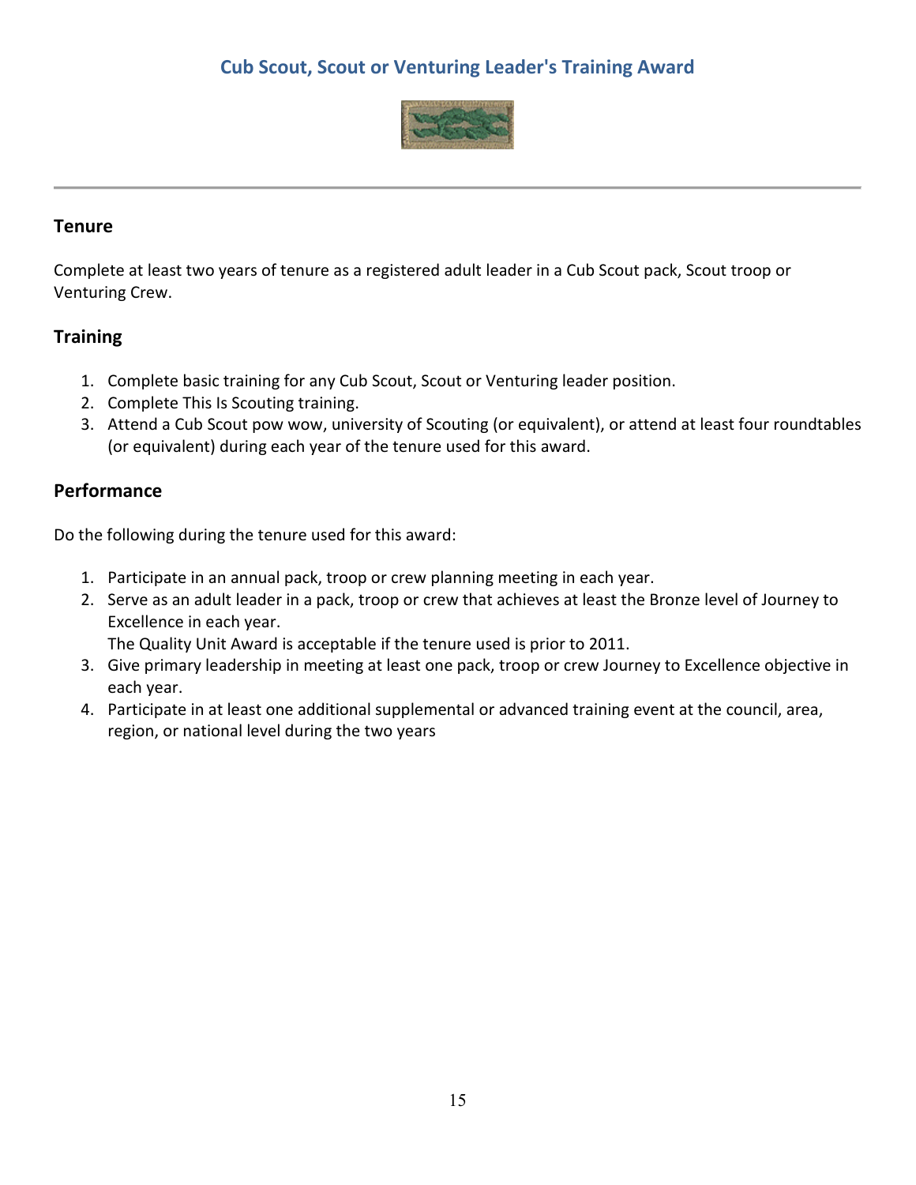## Cub Scout, Scout or Venturing Leader's Training Award

### Tenure

Complete at least two years of tenure as a registered adult leader in a Cub Scout pack, Scout troop or Venturing Crew.

### Training

1. Complete basic training for any Cub Scout, Scout or Venturing leader position.
2. Complete This Is Scouting training.
3. Attend a Cub Scout pow wow, university of Scouting (or equivalent), or attend at least four roundtables (or equivalent) during each year of the tenure used for this award.

### Performance

Do the following during the tenure used for this award:

1. Participate in an annual pack, troop or crew planning meeting in each year.
2. Serve as an adult leader in a pack, troop or crew that achieves at least the Bronze level of Journey to Excellence in each year.
   The Quality Unit Award is acceptable if the tenure used is prior to 2011.
3. Give primary leadership in meeting at least one pack, troop or crew Journey to Excellence objective in each year.
4. Participate in at least one additional supplemental or advanced training event at the council, area, region, or national level during the two years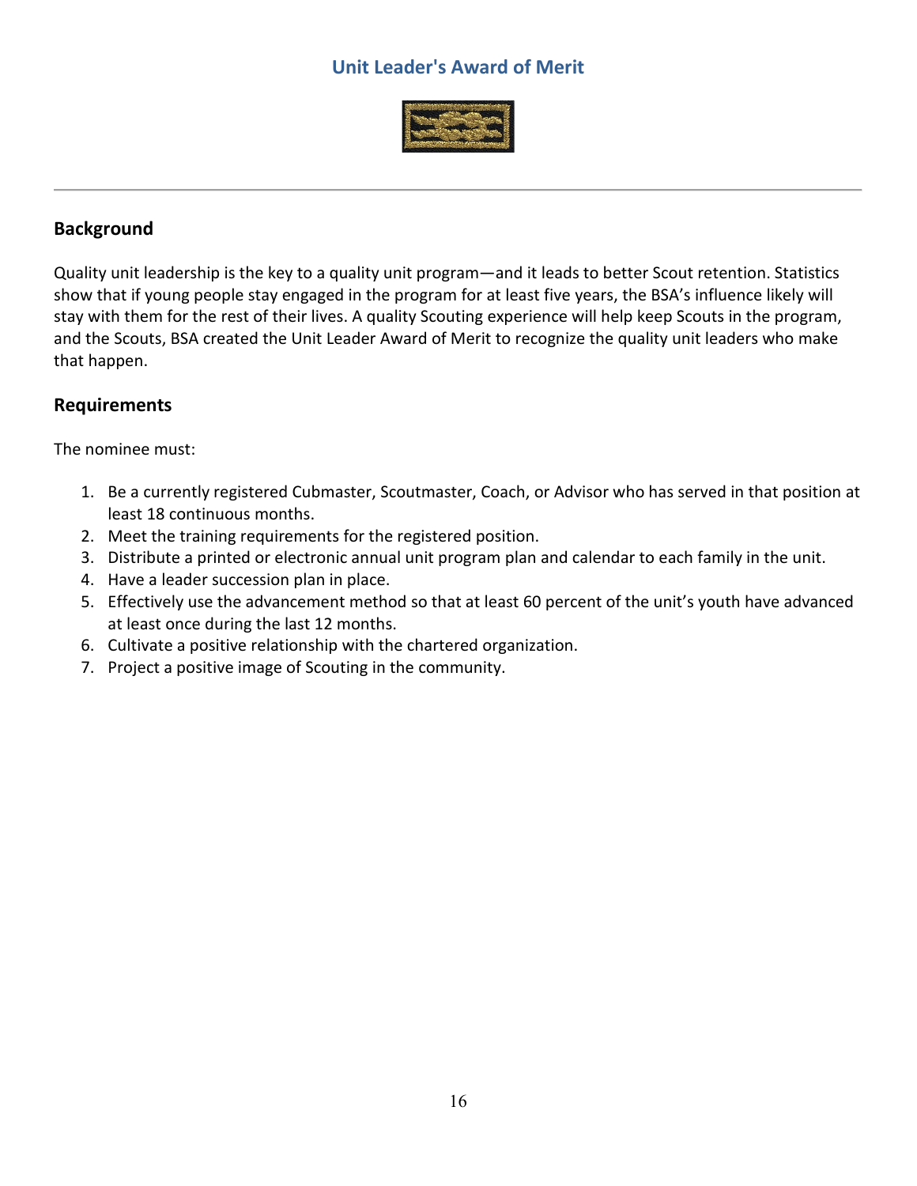# Unit Leader's Award of Merit

## Background

Quality unit leadership is the key to a quality unit program—and it leads to better Scout retention. Statistics show that if young people stay engaged in the program for at least five years, the BSA's influence likely will stay with them for the rest of their lives. A quality Scouting experience will help keep Scouts in the program, and the Scouts, BSA created the Unit Leader Award of Merit to recognize the quality unit leaders who make that happen.

## Requirements

The nominee must:

1. Be a currently registered Cubmaster, Scoutmaster, Coach, or Advisor who has served in that position at least 18 continuous months.
2. Meet the training requirements for the registered position.
3. Distribute a printed or electronic annual unit program plan and calendar to each family in the unit.
4. Have a leader succession plan in place.
5. Effectively use the advancement method so that at least 60 percent of the unit's youth have advanced at least once during the last 12 months.
6. Cultivate a positive relationship with the chartered organization.
7. Project a positive image of Scouting in the community.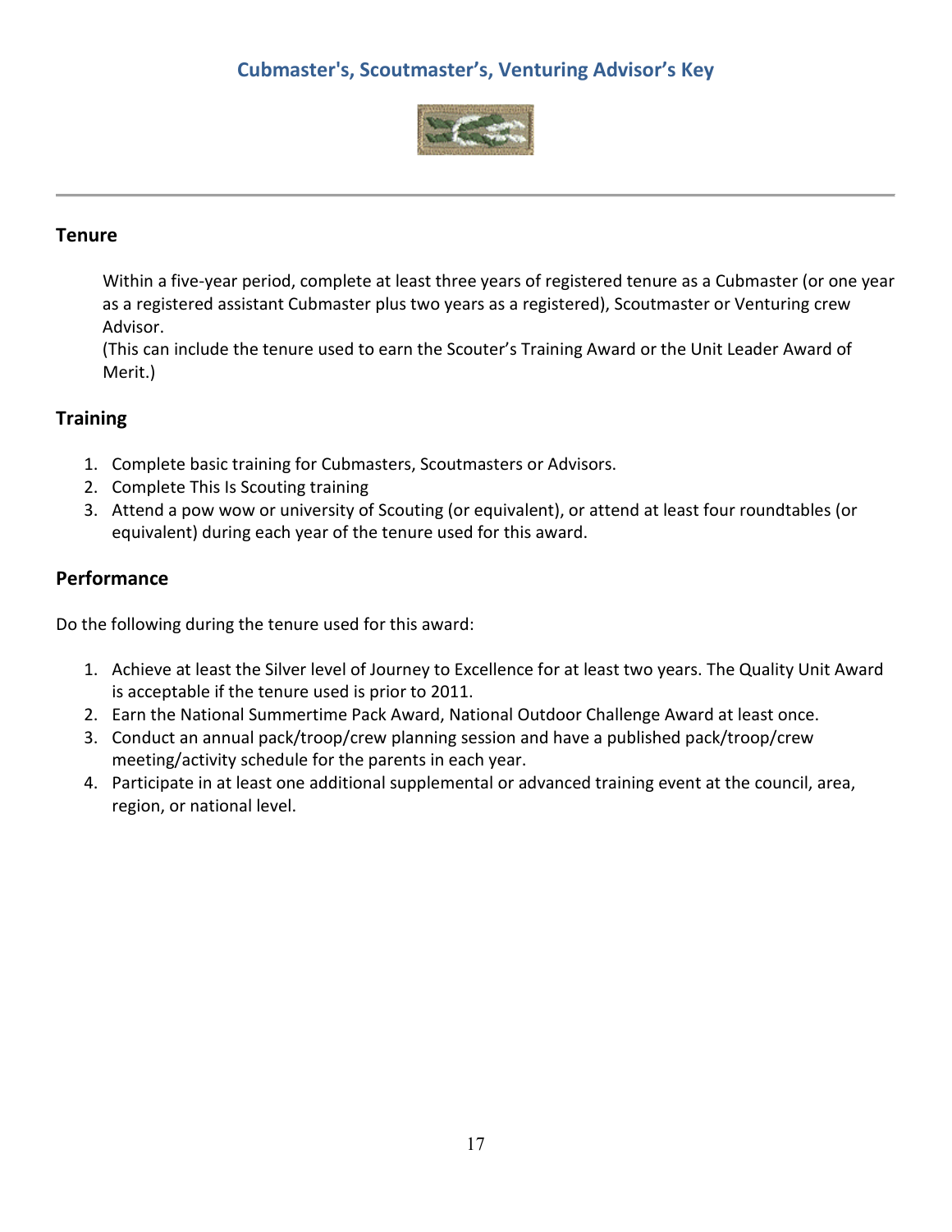## Cubmaster's, Scoutmaster's, Venturing Advisor's Key

---

### Tenure

Within a five-year period, complete at least three years of registered tenure as a Cubmaster (or one year as a registered assistant Cubmaster plus two years as a registered), Scoutmaster or Venturing crew Advisor.
(This can include the tenure used to earn the Scouter's Training Award or the Unit Leader Award of Merit.)

### Training

1. Complete basic training for Cubmasters, Scoutmasters or Advisors.
2. Complete This Is Scouting training
3. Attend a pow wow or university of Scouting (or equivalent), or attend at least four roundtables (or equivalent) during each year of the tenure used for this award.

### Performance

Do the following during the tenure used for this award:

1. Achieve at least the Silver level of Journey to Excellence for at least two years. The Quality Unit Award is acceptable if the tenure used is prior to 2011.
2. Earn the National Summertime Pack Award, National Outdoor Challenge Award at least once.
3. Conduct an annual pack/troop/crew planning session and have a published pack/troop/crew meeting/activity schedule for the parents in each year.
4. Participate in at least one additional supplemental or advanced training event at the council, area, region, or national level.